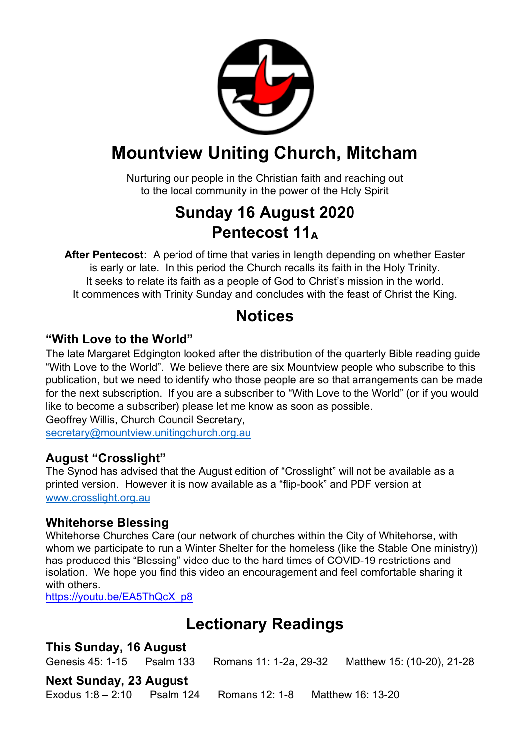# Mountview Uniting Church, Mitcham

Nurturing our people in the Christian faith and reaching out to the local community in the power of the Holy Spirit

## Sunday 16 August 2020
## Pentecost $11_A$

**After Pentecost:** A period of time that varies in length depending on whether Easter is early or late. In this period the Church recalls its faith in the Holy Trinity. It seeks to relate its faith as a people of God to Christ's mission in the world. It commences with Trinity Sunday and concludes with the feast of Christ the King.

## Notices

### "With Love to the World"

The late Margaret Edgington looked after the distribution of the quarterly Bible reading guide "With Love to the World". We believe there are six Mountview people who subscribe to this publication, but we need to identify who those people are so that arrangements can be made for the next subscription. If you are a subscriber to "With Love to the World" (or if you would like to become a subscriber) please let me know as soon as possible.
Geoffrey Willis, Church Council Secretary,
secretary@mountview.unitingchurch.org.au

### August "Crosslight"

The Synod has advised that the August edition of "Crosslight" will not be available as a printed version. However it is now available as a "flip-book" and PDF version at www.crosslight.org.au

### Whitehorse Blessing

Whitehorse Churches Care (our network of churches within the City of Whitehorse, with whom we participate to run a Winter Shelter for the homeless (like the Stable One ministry)) has produced this "Blessing" video due to the hard times of COVID-19 restrictions and isolation. We hope you find this video an encouragement and feel comfortable sharing it with others.
https://youtu.be/EA5ThQcX_p8

## Lectionary Readings

### This Sunday, 16 August

Genesis 45: 1-15 Psalm 133 Romans 11: 1-2a, 29-32 Matthew 15: (10-20), 21-28

### Next Sunday, 23 August

Exodus 1:8 – 2:10 Psalm 124 Romans 12: 1-8 Matthew 16: 13-20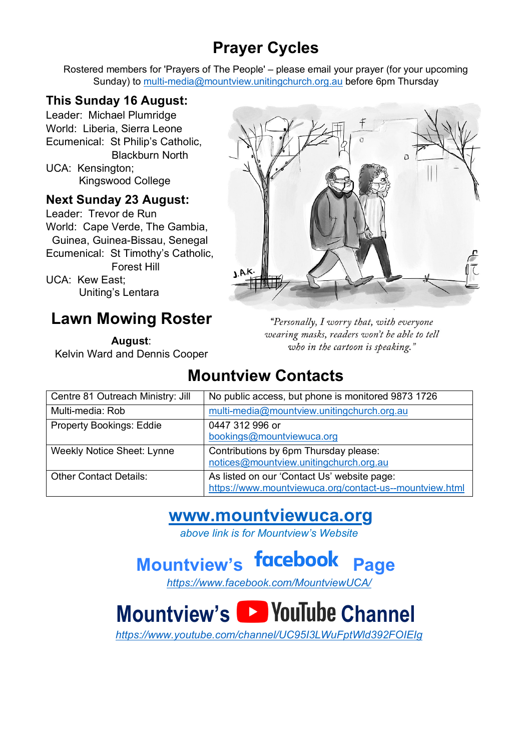# Prayer Cycles

Rostered members for 'Prayers of The People' – please email your prayer (for your upcoming Sunday) to multi-media@mountview.unitingchurch.org.au before 6pm Thursday

## This Sunday 16 August:

Leader: Michael Plumridge
World: Liberia, Sierra Leone
Ecumenical: St Philip's Catholic, Blackburn North
UCA: Kensington; Kingswood College

## Next Sunday 23 August:

Leader: Trevor de Run
World: Cape Verde, The Gambia, Guinea, Guinea-Bissau, Senegal
Ecumenical: St Timothy's Catholic, Forest Hill
UCA: Kew East; Uniting's Lentara

*"Personally, I worry that, with everyone wearing masks, readers won't be able to tell who in the cartoon is speaking."*

# Lawn Mowing Roster

**August**:
Kelvin Ward and Dennis Cooper

# Mountview Contacts

| | |
|---|---|
| Centre 81 Outreach Ministry: Jill | No public access, but phone is monitored 9873 1726 |
| Multi-media: Rob | multi-media@mountview.unitingchurch.org.au |
| Property Bookings: Eddie | 0447 312 996 or bookings@mountviewuca.org |
| Weekly Notice Sheet: Lynne | Contributions by 6pm Thursday please: notices@mountview.unitingchurch.org.au |
| Other Contact Details: | As listed on our 'Contact Us' website page: https://www.mountviewuca.org/contact-us--mountview.html |

## www.mountviewuca.org

*above link is for Mountview's Website*

## Mountview's facebook Page

*https://www.facebook.com/MountviewUCA/*

## Mountview's YouTube Channel

*https://www.youtube.com/channel/UC95I3LWuFptWld392FOIElg*